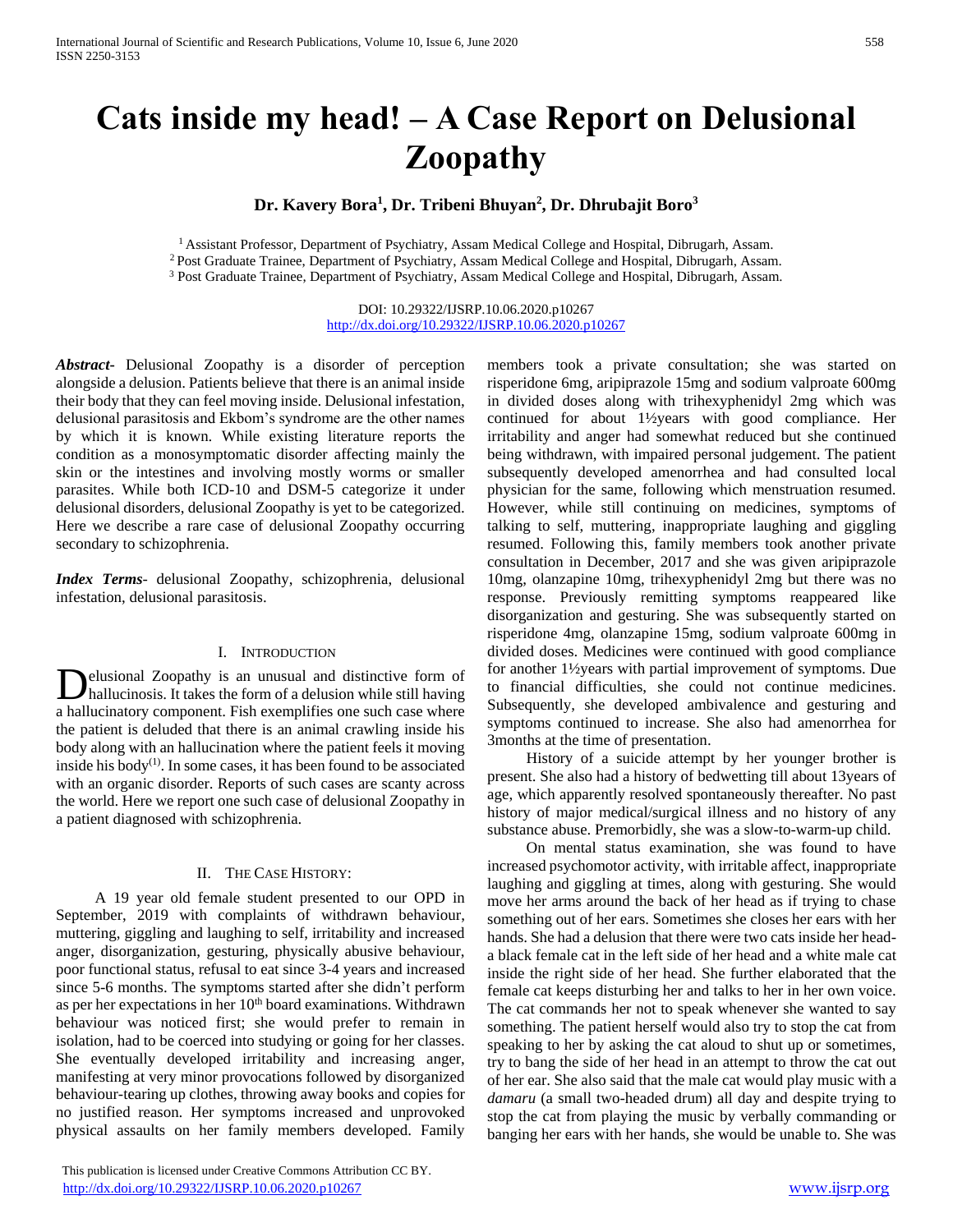# Cats inside my head! – A Case Report on Delusional Zoopathy

**Dr. Kavery Bora[1], Dr. Tribeni Bhuyan[2], Dr. Dhrubajit Boro[3]**

[1] Assistant Professor, Department of Psychiatry, Assam Medical College and Hospital, Dibrugarh, Assam.
[2] Post Graduate Trainee, Department of Psychiatry, Assam Medical College and Hospital, Dibrugarh, Assam.
[3] Post Graduate Trainee, Department of Psychiatry, Assam Medical College and Hospital, Dibrugarh, Assam.

DOI: 10.29322/IJSRP.10.06.2020.p10267
http://dx.doi.org/10.29322/IJSRP.10.06.2020.p10267

***Abstract***- Delusional Zoopathy is a disorder of perception alongside a delusion. Patients believe that there is an animal inside their body that they can feel moving inside. Delusional infestation, delusional parasitosis and Ekbom's syndrome are the other names by which it is known. While existing literature reports the condition as a monosymptomatic disorder affecting mainly the skin or the intestines and involving mostly worms or smaller parasites. While both ICD-10 and DSM-5 categorize it under delusional disorders, delusional Zoopathy is yet to be categorized. Here we describe a rare case of delusional Zoopathy occurring secondary to schizophrenia.

***Index Terms***- delusional Zoopathy, schizophrenia, delusional infestation, delusional parasitosis.

## I. Introduction

Delusional Zoopathy is an unusual and distinctive form of hallucinosis. It takes the form of a delusion while still having a hallucinatory component. Fish exemplifies one such case where the patient is deluded that there is an animal crawling inside his body along with an hallucination where the patient feels it moving inside his body[(1)]. In some cases, it has been found to be associated with an organic disorder. Reports of such cases are scanty across the world. Here we report one such case of delusional Zoopathy in a patient diagnosed with schizophrenia.

## II. The Case History:

A 19 year old female student presented to our OPD in September, 2019 with complaints of withdrawn behaviour, muttering, giggling and laughing to self, irritability and increased anger, disorganization, gesturing, physically abusive behaviour, poor functional status, refusal to eat since 3-4 years and increased since 5-6 months. The symptoms started after she didn't perform as per her expectations in her 10th board examinations. Withdrawn behaviour was noticed first; she would prefer to remain in isolation, had to be coerced into studying or going for her classes. She eventually developed irritability and increasing anger, manifesting at very minor provocations followed by disorganized behaviour-tearing up clothes, throwing away books and copies for no justified reason. Her symptoms increased and unprovoked physical assaults on her family members developed. Family members took a private consultation; she was started on risperidone 6mg, aripiprazole 15mg and sodium valproate 600mg in divided doses along with trihexyphenidyl 2mg which was continued for about 1½years with good compliance. Her irritability and anger had somewhat reduced but she continued being withdrawn, with impaired personal judgement. The patient subsequently developed amenorrhea and had consulted local physician for the same, following which menstruation resumed. However, while still continuing on medicines, symptoms of talking to self, muttering, inappropriate laughing and giggling resumed. Following this, family members took another private consultation in December, 2017 and she was given aripiprazole 10mg, olanzapine 10mg, trihexyphenidyl 2mg but there was no response. Previously remitting symptoms reappeared like disorganization and gesturing. She was subsequently started on risperidone 4mg, olanzapine 15mg, sodium valproate 600mg in divided doses. Medicines were continued with good compliance for another 1½years with partial improvement of symptoms. Due to financial difficulties, she could not continue medicines. Subsequently, she developed ambivalence and gesturing and symptoms continued to increase. She also had amenorrhea for 3months at the time of presentation.

History of a suicide attempt by her younger brother is present. She also had a history of bedwetting till about 13years of age, which apparently resolved spontaneously thereafter. No past history of major medical/surgical illness and no history of any substance abuse. Premorbidly, she was a slow-to-warm-up child.

On mental status examination, she was found to have increased psychomotor activity, with irritable affect, inappropriate laughing and giggling at times, along with gesturing. She would move her arms around the back of her head as if trying to chase something out of her ears. Sometimes she closes her ears with her hands. She had a delusion that there were two cats inside her head- a black female cat in the left side of her head and a white male cat inside the right side of her head. She further elaborated that the female cat keeps disturbing her and talks to her in her own voice. The cat commands her not to speak whenever she wanted to say something. The patient herself would also try to stop the cat from speaking to her by asking the cat aloud to shut up or sometimes, try to bang the side of her head in an attempt to throw the cat out of her ear. She also said that the male cat would play music with a *damaru* (a small two-headed drum) all day and despite trying to stop the cat from playing the music by verbally commanding or banging her ears with her hands, she would be unable to. She was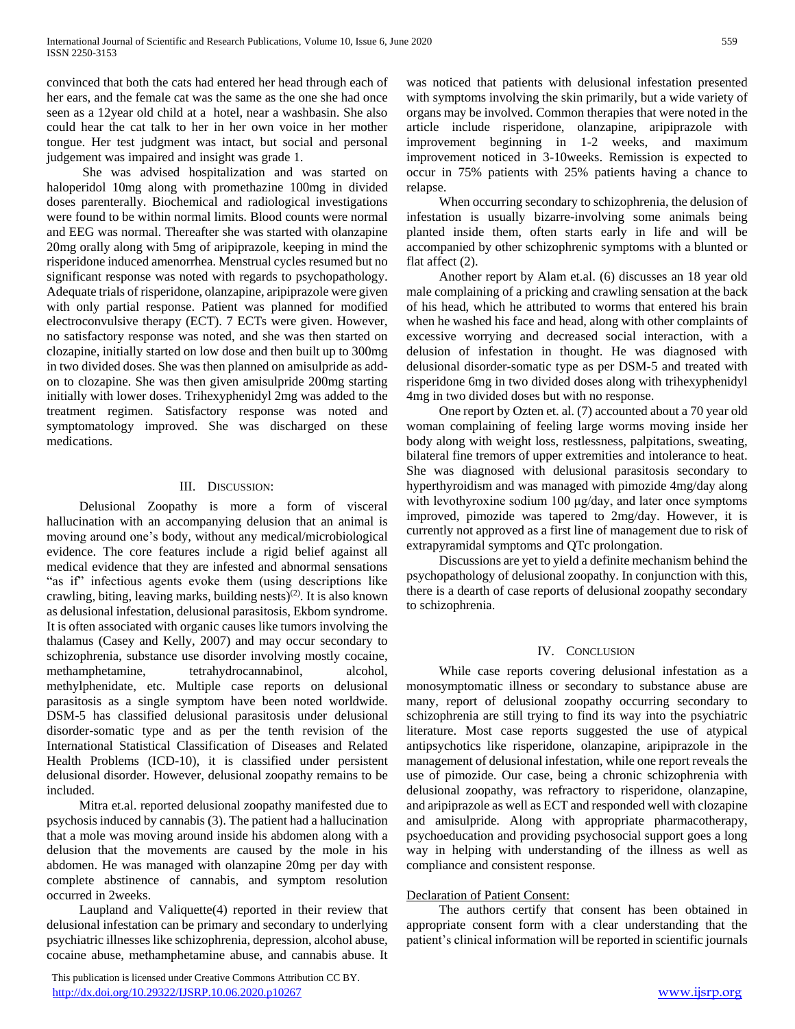convinced that both the cats had entered her head through each of her ears, and the female cat was the same as the one she had once seen as a 12year old child at a hotel, near a washbasin. She also could hear the cat talk to her in her own voice in her mother tongue. Her test judgment was intact, but social and personal judgement was impaired and insight was grade 1.

She was advised hospitalization and was started on haloperidol 10mg along with promethazine 100mg in divided doses parenterally. Biochemical and radiological investigations were found to be within normal limits. Blood counts were normal and EEG was normal. Thereafter she was started with olanzapine 20mg orally along with 5mg of aripiprazole, keeping in mind the risperidone induced amenorrhea. Menstrual cycles resumed but no significant response was noted with regards to psychopathology. Adequate trials of risperidone, olanzapine, aripiprazole were given with only partial response. Patient was planned for modified electroconvulsive therapy (ECT). 7 ECTs were given. However, no satisfactory response was noted, and she was then started on clozapine, initially started on low dose and then built up to 300mg in two divided doses. She was then planned on amisulpride as add-on to clozapine. She was then given amisulpride 200mg starting initially with lower doses. Trihexyphenidyl 2mg was added to the treatment regimen. Satisfactory response was noted and symptomatology improved. She was discharged on these medications.

## III. Discussion:

Delusional Zoopathy is more a form of visceral hallucination with an accompanying delusion that an animal is moving around one's body, without any medical/microbiological evidence. The core features include a rigid belief against all medical evidence that they are infested and abnormal sensations "as if" infectious agents evoke them (using descriptions like crawling, biting, leaving marks, building nests)[2]. It is also known as delusional infestation, delusional parasitosis, Ekbom syndrome. It is often associated with organic causes like tumors involving the thalamus (Casey and Kelly, 2007) and may occur secondary to schizophrenia, substance use disorder involving mostly cocaine, methamphetamine, tetrahydrocannabinol, alcohol, methylphenidate, etc. Multiple case reports on delusional parasitosis as a single symptom have been noted worldwide. DSM-5 has classified delusional parasitosis under delusional disorder-somatic type and as per the tenth revision of the International Statistical Classification of Diseases and Related Health Problems (ICD-10), it is classified under persistent delusional disorder. However, delusional zoopathy remains to be included.

Mitra et.al. reported delusional zoopathy manifested due to psychosis induced by cannabis (3). The patient had a hallucination that a mole was moving around inside his abdomen along with a delusion that the movements are caused by the mole in his abdomen. He was managed with olanzapine 20mg per day with complete abstinence of cannabis, and symptom resolution occurred in 2weeks.

Laupland and Valiquette(4) reported in their review that delusional infestation can be primary and secondary to underlying psychiatric illnesses like schizophrenia, depression, alcohol abuse, cocaine abuse, methamphetamine abuse, and cannabis abuse. It was noticed that patients with delusional infestation presented with symptoms involving the skin primarily, but a wide variety of organs may be involved. Common therapies that were noted in the article include risperidone, olanzapine, aripiprazole with improvement beginning in 1-2 weeks, and maximum improvement noticed in 3-10weeks. Remission is expected to occur in 75% patients with 25% patients having a chance to relapse.

When occurring secondary to schizophrenia, the delusion of infestation is usually bizarre-involving some animals being planted inside them, often starts early in life and will be accompanied by other schizophrenic symptoms with a blunted or flat affect (2).

Another report by Alam et.al. (6) discusses an 18 year old male complaining of a pricking and crawling sensation at the back of his head, which he attributed to worms that entered his brain when he washed his face and head, along with other complaints of excessive worrying and decreased social interaction, with a delusion of infestation in thought. He was diagnosed with delusional disorder-somatic type as per DSM-5 and treated with risperidone 6mg in two divided doses along with trihexyphenidyl 4mg in two divided doses but with no response.

One report by Ozten et. al. (7) accounted about a 70 year old woman complaining of feeling large worms moving inside her body along with weight loss, restlessness, palpitations, sweating, bilateral fine tremors of upper extremities and intolerance to heat. She was diagnosed with delusional parasitosis secondary to hyperthyroidism and was managed with pimozide 4mg/day along with levothyroxine sodium 100 μg/day, and later once symptoms improved, pimozide was tapered to 2mg/day. However, it is currently not approved as a first line of management due to risk of extrapyramidal symptoms and QTc prolongation.

Discussions are yet to yield a definite mechanism behind the psychopathology of delusional zoopathy. In conjunction with this, there is a dearth of case reports of delusional zoopathy secondary to schizophrenia.

## IV. Conclusion

While case reports covering delusional infestation as a monosymptomatic illness or secondary to substance abuse are many, report of delusional zoopathy occurring secondary to schizophrenia are still trying to find its way into the psychiatric literature. Most case reports suggested the use of atypical antipsychotics like risperidone, olanzapine, aripiprazole in the management of delusional infestation, while one report reveals the use of pimozide. Our case, being a chronic schizophrenia with delusional zoopathy, was refractory to risperidone, olanzapine, and aripiprazole as well as ECT and responded well with clozapine and amisulpride. Along with appropriate pharmacotherapy, psychoeducation and providing psychosocial support goes a long way in helping with understanding of the illness as well as compliance and consistent response.

Declaration of Patient Consent:

The authors certify that consent has been obtained in appropriate consent form with a clear understanding that the patient's clinical information will be reported in scientific journals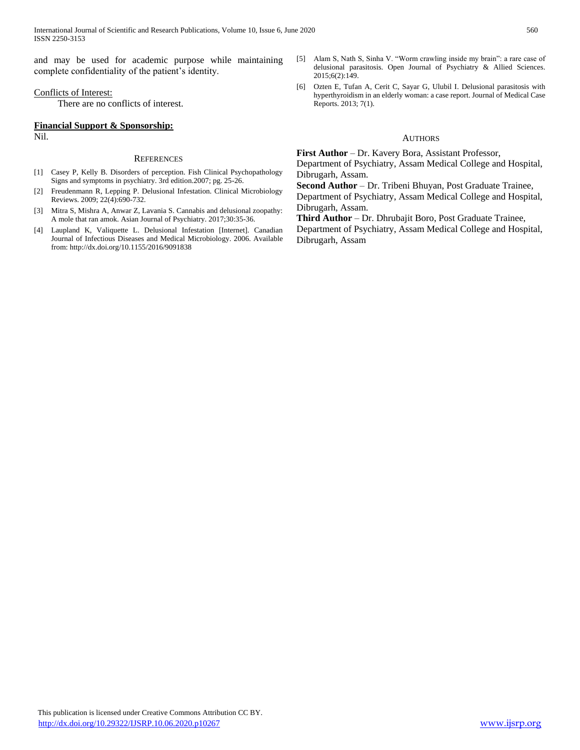and may be used for academic purpose while maintaining complete confidentiality of the patient's identity.

Conflicts of Interest:

There are no conflicts of interest.

**Financial Support & Sponsorship:**

Nil.

## REFERENCES

[1] Casey P, Kelly B. Disorders of perception. Fish Clinical Psychopathology Signs and symptoms in psychiatry. 3rd edition.2007; pg. 25-26.

[2] Freudenmann R, Lepping P. Delusional Infestation. Clinical Microbiology Reviews. 2009; 22(4):690-732.

[3] Mitra S, Mishra A, Anwar Z, Lavania S. Cannabis and delusional zoopathy: A mole that ran amok. Asian Journal of Psychiatry. 2017;30:35-36.

[4] Laupland K, Valiquette L. Delusional Infestation [Internet]. Canadian Journal of Infectious Diseases and Medical Microbiology. 2006. Available from: http://dx.doi.org/10.1155/2016/9091838

[5] Alam S, Nath S, Sinha V. "Worm crawling inside my brain": a rare case of delusional parasitosis. Open Journal of Psychiatry & Allied Sciences. 2015;6(2):149.

[6] Ozten E, Tufan A, Cerit C, Sayar G, Ulubil I. Delusional parasitosis with hyperthyroidism in an elderly woman: a case report. Journal of Medical Case Reports. 2013; 7(1).

## AUTHORS

**First Author** – Dr. Kavery Bora, Assistant Professor, Department of Psychiatry, Assam Medical College and Hospital, Dibrugarh, Assam.

**Second Author** – Dr. Tribeni Bhuyan, Post Graduate Trainee, Department of Psychiatry, Assam Medical College and Hospital, Dibrugarh, Assam.

**Third Author** – Dr. Dhrubajit Boro, Post Graduate Trainee, Department of Psychiatry, Assam Medical College and Hospital, Dibrugarh, Assam

This publication is licensed under Creative Commons Attribution CC BY.
http://dx.doi.org/10.29322/IJSRP.10.06.2020.p10267